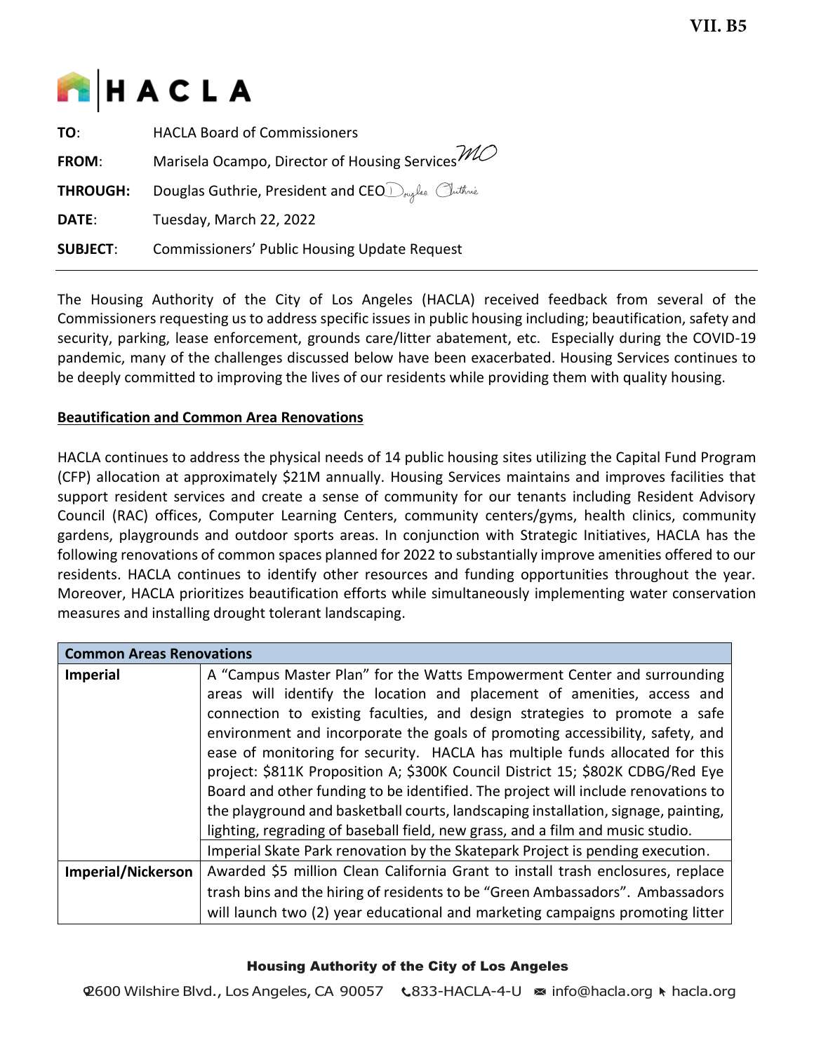VII. B5

HACLA

| | |
|---|---|
| **TO**: | HACLA Board of Commissioners |
| **FROM**: | Marisela Ocampo, Director of Housing Services |
| **THROUGH**: | Douglas Guthrie, President and CEO |
| **DATE**: | Tuesday, March 22, 2022 |
| **SUBJECT**: | Commissioners' Public Housing Update Request |

The Housing Authority of the City of Los Angeles (HACLA) received feedback from several of the Commissioners requesting us to address specific issues in public housing including; beautification, safety and security, parking, lease enforcement, grounds care/litter abatement, etc. Especially during the COVID-19 pandemic, many of the challenges discussed below have been exacerbated. Housing Services continues to be deeply committed to improving the lives of our residents while providing them with quality housing.

## Beautification and Common Area Renovations

HACLA continues to address the physical needs of 14 public housing sites utilizing the Capital Fund Program (CFP) allocation at approximately $21M annually. Housing Services maintains and improves facilities that support resident services and create a sense of community for our tenants including Resident Advisory Council (RAC) offices, Computer Learning Centers, community centers/gyms, health clinics, community gardens, playgrounds and outdoor sports areas. In conjunction with Strategic Initiatives, HACLA has the following renovations of common spaces planned for 2022 to substantially improve amenities offered to our residents. HACLA continues to identify other resources and funding opportunities throughout the year. Moreover, HACLA prioritizes beautification efforts while simultaneously implementing water conservation measures and installing drought tolerant landscaping.

| Common Areas Renovations | |
|---|---|
| **Imperial** | A "Campus Master Plan" for the Watts Empowerment Center and surrounding areas will identify the location and placement of amenities, access and connection to existing faculties, and design strategies to promote a safe environment and incorporate the goals of promoting accessibility, safety, and ease of monitoring for security. HACLA has multiple funds allocated for this project: $811K Proposition A; $300K Council District 15; $802K CDBG/Red Eye Board and other funding to be identified. The project will include renovations to the playground and basketball courts, landscaping installation, signage, painting, lighting, regrading of baseball field, new grass, and a film and music studio. |
| | Imperial Skate Park renovation by the Skatepark Project is pending execution. |
| **Imperial/Nickerson** | Awarded $5 million Clean California Grant to install trash enclosures, replace trash bins and the hiring of residents to be "Green Ambassadors". Ambassadors will launch two (2) year educational and marketing campaigns promoting litter |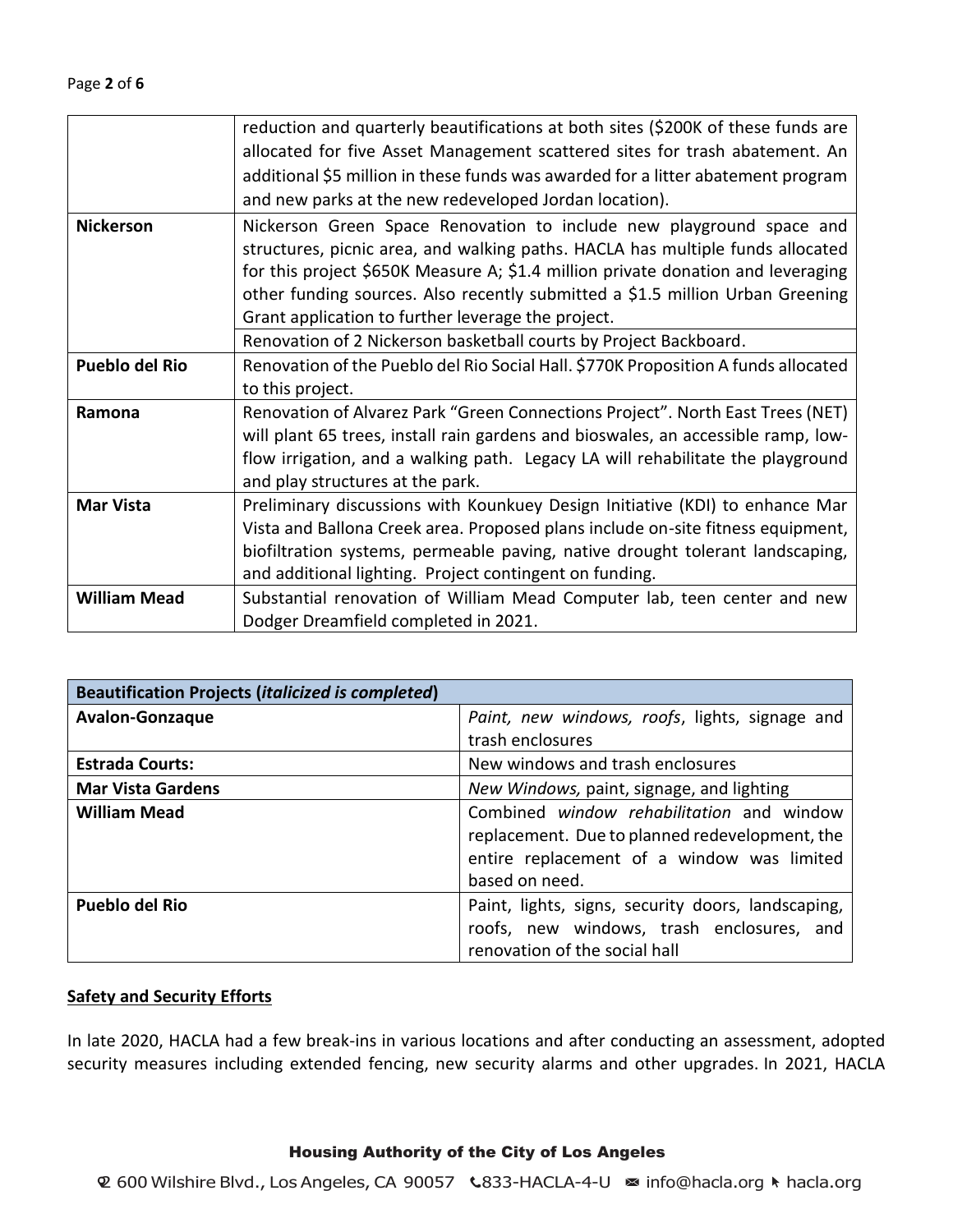| | |
|---|---|
| | reduction and quarterly beautifications at both sites ($200K of these funds are allocated for five Asset Management scattered sites for trash abatement. An additional $5 million in these funds was awarded for a litter abatement program and new parks at the new redeveloped Jordan location). |
| **Nickerson** | Nickerson Green Space Renovation to include new playground space and structures, picnic area, and walking paths. HACLA has multiple funds allocated for this project $650K Measure A; $1.4 million private donation and leveraging other funding sources. Also recently submitted a $1.5 million Urban Greening Grant application to further leverage the project. |
| | Renovation of 2 Nickerson basketball courts by Project Backboard. |
| **Pueblo del Rio** | Renovation of the Pueblo del Rio Social Hall. $770K Proposition A funds allocated to this project. |
| **Ramona** | Renovation of Alvarez Park "Green Connections Project". North East Trees (NET) will plant 65 trees, install rain gardens and bioswales, an accessible ramp, low-flow irrigation, and a walking path. Legacy LA will rehabilitate the playground and play structures at the park. |
| **Mar Vista** | Preliminary discussions with Kounkuey Design Initiative (KDI) to enhance Mar Vista and Ballona Creek area. Proposed plans include on-site fitness equipment, biofiltration systems, permeable paving, native drought tolerant landscaping, and additional lighting. Project contingent on funding. |
| **William Mead** | Substantial renovation of William Mead Computer lab, teen center and new Dodger Dreamfield completed in 2021. |

| **Beautification Projects (*italicized is completed*)** | |
|---|---|
| **Avalon-Gonzaque** | *Paint, new windows, roofs*, lights, signage and trash enclosures |
| **Estrada Courts:** | New windows and trash enclosures |
| **Mar Vista Gardens** | *New Windows,* paint, signage, and lighting |
| **William Mead** | Combined *window rehabilitation* and window replacement. Due to planned redevelopment, the entire replacement of a window was limited based on need. |
| **Pueblo del Rio** | Paint, lights, signs, security doors, landscaping, roofs, new windows, trash enclosures, and renovation of the social hall |

**Safety and Security Efforts**

In late 2020, HACLA had a few break-ins in various locations and after conducting an assessment, adopted security measures including extended fencing, new security alarms and other upgrades. In 2021, HACLA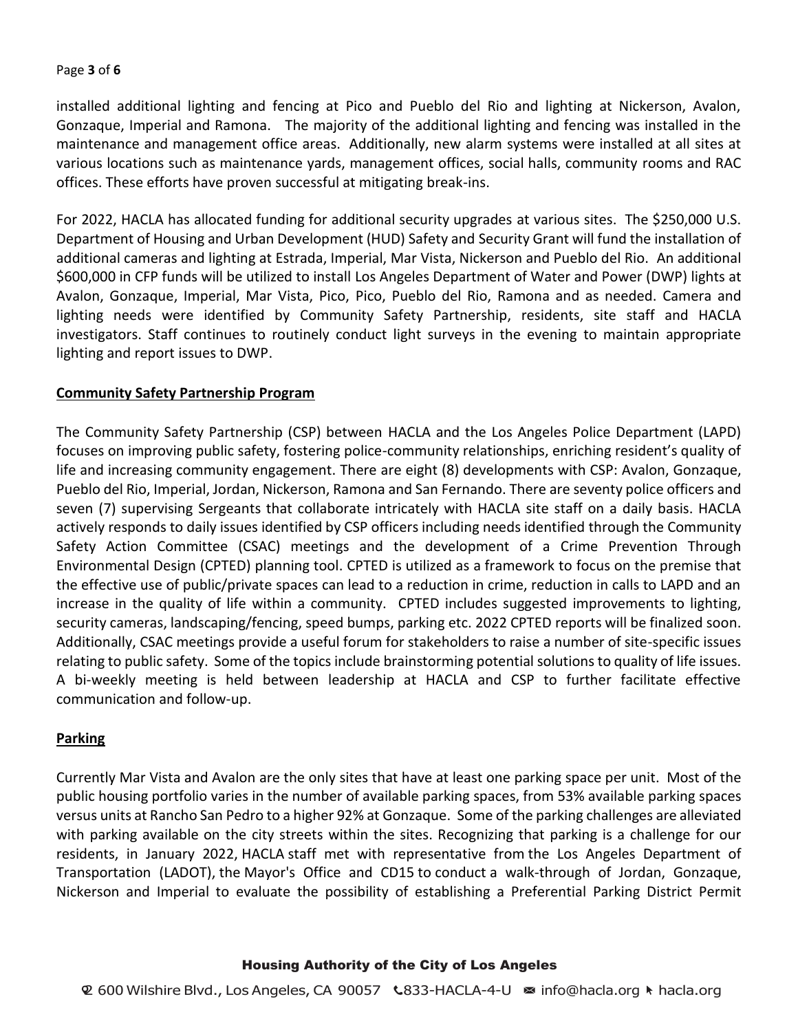installed additional lighting and fencing at Pico and Pueblo del Rio and lighting at Nickerson, Avalon, Gonzaque, Imperial and Ramona. The majority of the additional lighting and fencing was installed in the maintenance and management office areas. Additionally, new alarm systems were installed at all sites at various locations such as maintenance yards, management offices, social halls, community rooms and RAC offices. These efforts have proven successful at mitigating break-ins.

For 2022, HACLA has allocated funding for additional security upgrades at various sites. The $250,000 U.S. Department of Housing and Urban Development (HUD) Safety and Security Grant will fund the installation of additional cameras and lighting at Estrada, Imperial, Mar Vista, Nickerson and Pueblo del Rio. An additional $600,000 in CFP funds will be utilized to install Los Angeles Department of Water and Power (DWP) lights at Avalon, Gonzaque, Imperial, Mar Vista, Pico, Pico, Pueblo del Rio, Ramona and as needed. Camera and lighting needs were identified by Community Safety Partnership, residents, site staff and HACLA investigators. Staff continues to routinely conduct light surveys in the evening to maintain appropriate lighting and report issues to DWP.

**Community Safety Partnership Program**

The Community Safety Partnership (CSP) between HACLA and the Los Angeles Police Department (LAPD) focuses on improving public safety, fostering police-community relationships, enriching resident's quality of life and increasing community engagement. There are eight (8) developments with CSP: Avalon, Gonzaque, Pueblo del Rio, Imperial, Jordan, Nickerson, Ramona and San Fernando. There are seventy police officers and seven (7) supervising Sergeants that collaborate intricately with HACLA site staff on a daily basis. HACLA actively responds to daily issues identified by CSP officers including needs identified through the Community Safety Action Committee (CSAC) meetings and the development of a Crime Prevention Through Environmental Design (CPTED) planning tool. CPTED is utilized as a framework to focus on the premise that the effective use of public/private spaces can lead to a reduction in crime, reduction in calls to LAPD and an increase in the quality of life within a community. CPTED includes suggested improvements to lighting, security cameras, landscaping/fencing, speed bumps, parking etc. 2022 CPTED reports will be finalized soon. Additionally, CSAC meetings provide a useful forum for stakeholders to raise a number of site-specific issues relating to public safety. Some of the topics include brainstorming potential solutions to quality of life issues. A bi-weekly meeting is held between leadership at HACLA and CSP to further facilitate effective communication and follow-up.

**Parking**

Currently Mar Vista and Avalon are the only sites that have at least one parking space per unit. Most of the public housing portfolio varies in the number of available parking spaces, from 53% available parking spaces versus units at Rancho San Pedro to a higher 92% at Gonzaque. Some of the parking challenges are alleviated with parking available on the city streets within the sites. Recognizing that parking is a challenge for our residents, in January 2022, HACLA staff met with representative from the Los Angeles Department of Transportation (LADOT), the Mayor's Office and CD15 to conduct a walk-through of Jordan, Gonzaque, Nickerson and Imperial to evaluate the possibility of establishing a Preferential Parking District Permit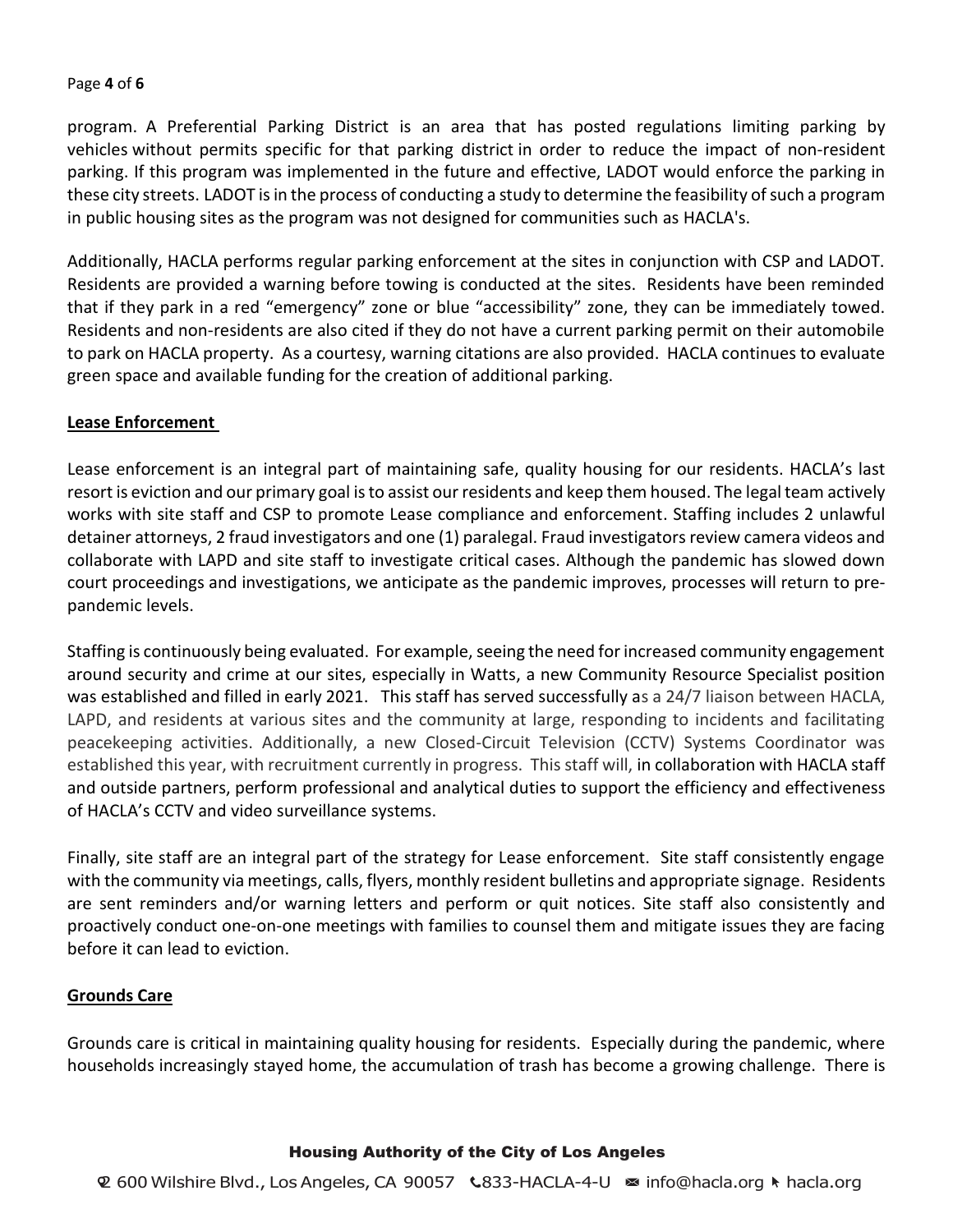program. A Preferential Parking District is an area that has posted regulations limiting parking by vehicles without permits specific for that parking district in order to reduce the impact of non-resident parking. If this program was implemented in the future and effective, LADOT would enforce the parking in these city streets. LADOT is in the process of conducting a study to determine the feasibility of such a program in public housing sites as the program was not designed for communities such as HACLA's.

Additionally, HACLA performs regular parking enforcement at the sites in conjunction with CSP and LADOT. Residents are provided a warning before towing is conducted at the sites. Residents have been reminded that if they park in a red "emergency" zone or blue "accessibility" zone, they can be immediately towed. Residents and non-residents are also cited if they do not have a current parking permit on their automobile to park on HACLA property. As a courtesy, warning citations are also provided. HACLA continues to evaluate green space and available funding for the creation of additional parking.

## Lease Enforcement

Lease enforcement is an integral part of maintaining safe, quality housing for our residents. HACLA's last resort is eviction and our primary goal is to assist our residents and keep them housed. The legal team actively works with site staff and CSP to promote Lease compliance and enforcement. Staffing includes 2 unlawful detainer attorneys, 2 fraud investigators and one (1) paralegal. Fraud investigators review camera videos and collaborate with LAPD and site staff to investigate critical cases. Although the pandemic has slowed down court proceedings and investigations, we anticipate as the pandemic improves, processes will return to pre-pandemic levels.

Staffing is continuously being evaluated. For example, seeing the need for increased community engagement around security and crime at our sites, especially in Watts, a new Community Resource Specialist position was established and filled in early 2021. This staff has served successfully as a 24/7 liaison between HACLA, LAPD, and residents at various sites and the community at large, responding to incidents and facilitating peacekeeping activities. Additionally, a new Closed-Circuit Television (CCTV) Systems Coordinator was established this year, with recruitment currently in progress. This staff will, in collaboration with HACLA staff and outside partners, perform professional and analytical duties to support the efficiency and effectiveness of HACLA's CCTV and video surveillance systems.

Finally, site staff are an integral part of the strategy for Lease enforcement. Site staff consistently engage with the community via meetings, calls, flyers, monthly resident bulletins and appropriate signage. Residents are sent reminders and/or warning letters and perform or quit notices. Site staff also consistently and proactively conduct one-on-one meetings with families to counsel them and mitigate issues they are facing before it can lead to eviction.

## Grounds Care

Grounds care is critical in maintaining quality housing for residents. Especially during the pandemic, where households increasingly stayed home, the accumulation of trash has become a growing challenge. There is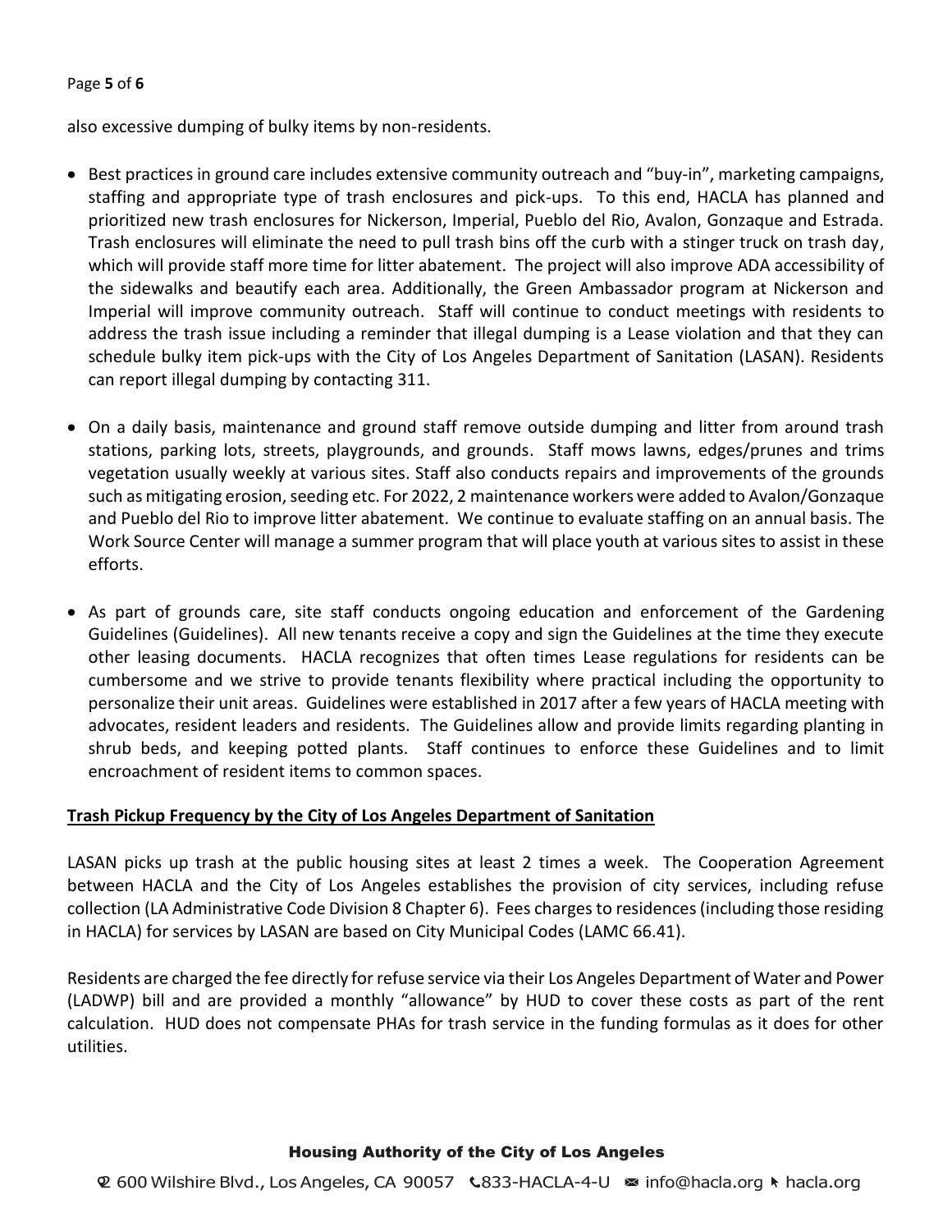also excessive dumping of bulky items by non-residents.

- Best practices in ground care includes extensive community outreach and "buy-in", marketing campaigns, staffing and appropriate type of trash enclosures and pick-ups. To this end, HACLA has planned and prioritized new trash enclosures for Nickerson, Imperial, Pueblo del Rio, Avalon, Gonzaque and Estrada. Trash enclosures will eliminate the need to pull trash bins off the curb with a stinger truck on trash day, which will provide staff more time for litter abatement. The project will also improve ADA accessibility of the sidewalks and beautify each area. Additionally, the Green Ambassador program at Nickerson and Imperial will improve community outreach. Staff will continue to conduct meetings with residents to address the trash issue including a reminder that illegal dumping is a Lease violation and that they can schedule bulky item pick-ups with the City of Los Angeles Department of Sanitation (LASAN). Residents can report illegal dumping by contacting 311.

- On a daily basis, maintenance and ground staff remove outside dumping and litter from around trash stations, parking lots, streets, playgrounds, and grounds. Staff mows lawns, edges/prunes and trims vegetation usually weekly at various sites. Staff also conducts repairs and improvements of the grounds such as mitigating erosion, seeding etc. For 2022, 2 maintenance workers were added to Avalon/Gonzaque and Pueblo del Rio to improve litter abatement. We continue to evaluate staffing on an annual basis. The Work Source Center will manage a summer program that will place youth at various sites to assist in these efforts.

- As part of grounds care, site staff conducts ongoing education and enforcement of the Gardening Guidelines (Guidelines). All new tenants receive a copy and sign the Guidelines at the time they execute other leasing documents. HACLA recognizes that often times Lease regulations for residents can be cumbersome and we strive to provide tenants flexibility where practical including the opportunity to personalize their unit areas. Guidelines were established in 2017 after a few years of HACLA meeting with advocates, resident leaders and residents. The Guidelines allow and provide limits regarding planting in shrub beds, and keeping potted plants. Staff continues to enforce these Guidelines and to limit encroachment of resident items to common spaces.

**Trash Pickup Frequency by the City of Los Angeles Department of Sanitation**

LASAN picks up trash at the public housing sites at least 2 times a week. The Cooperation Agreement between HACLA and the City of Los Angeles establishes the provision of city services, including refuse collection (LA Administrative Code Division 8 Chapter 6). Fees charges to residences (including those residing in HACLA) for services by LASAN are based on City Municipal Codes (LAMC 66.41).

Residents are charged the fee directly for refuse service via their Los Angeles Department of Water and Power (LADWP) bill and are provided a monthly "allowance" by HUD to cover these costs as part of the rent calculation. HUD does not compensate PHAs for trash service in the funding formulas as it does for other utilities.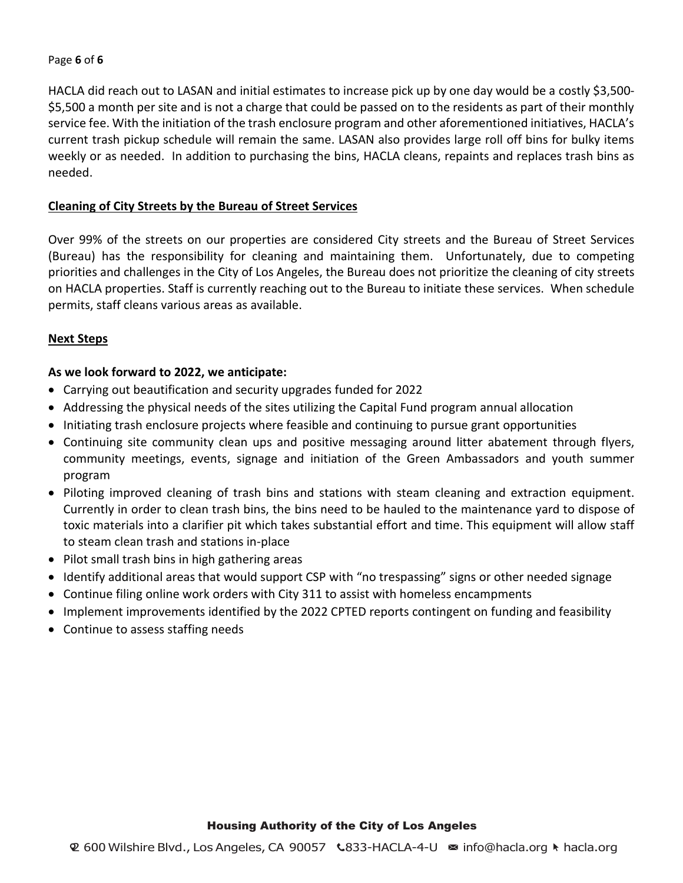HACLA did reach out to LASAN and initial estimates to increase pick up by one day would be a costly $3,500-$5,500 a month per site and is not a charge that could be passed on to the residents as part of their monthly service fee. With the initiation of the trash enclosure program and other aforementioned initiatives, HACLA's current trash pickup schedule will remain the same. LASAN also provides large roll off bins for bulky items weekly or as needed. In addition to purchasing the bins, HACLA cleans, repaints and replaces trash bins as needed.

**Cleaning of City Streets by the Bureau of Street Services**

Over 99% of the streets on our properties are considered City streets and the Bureau of Street Services (Bureau) has the responsibility for cleaning and maintaining them. Unfortunately, due to competing priorities and challenges in the City of Los Angeles, the Bureau does not prioritize the cleaning of city streets on HACLA properties. Staff is currently reaching out to the Bureau to initiate these services. When schedule permits, staff cleans various areas as available.

**Next Steps**

**As we look forward to 2022, we anticipate:**

- Carrying out beautification and security upgrades funded for 2022
- Addressing the physical needs of the sites utilizing the Capital Fund program annual allocation
- Initiating trash enclosure projects where feasible and continuing to pursue grant opportunities
- Continuing site community clean ups and positive messaging around litter abatement through flyers, community meetings, events, signage and initiation of the Green Ambassadors and youth summer program
- Piloting improved cleaning of trash bins and stations with steam cleaning and extraction equipment. Currently in order to clean trash bins, the bins need to be hauled to the maintenance yard to dispose of toxic materials into a clarifier pit which takes substantial effort and time. This equipment will allow staff to steam clean trash and stations in-place
- Pilot small trash bins in high gathering areas
- Identify additional areas that would support CSP with "no trespassing" signs or other needed signage
- Continue filing online work orders with City 311 to assist with homeless encampments
- Implement improvements identified by the 2022 CPTED reports contingent on funding and feasibility
- Continue to assess staffing needs